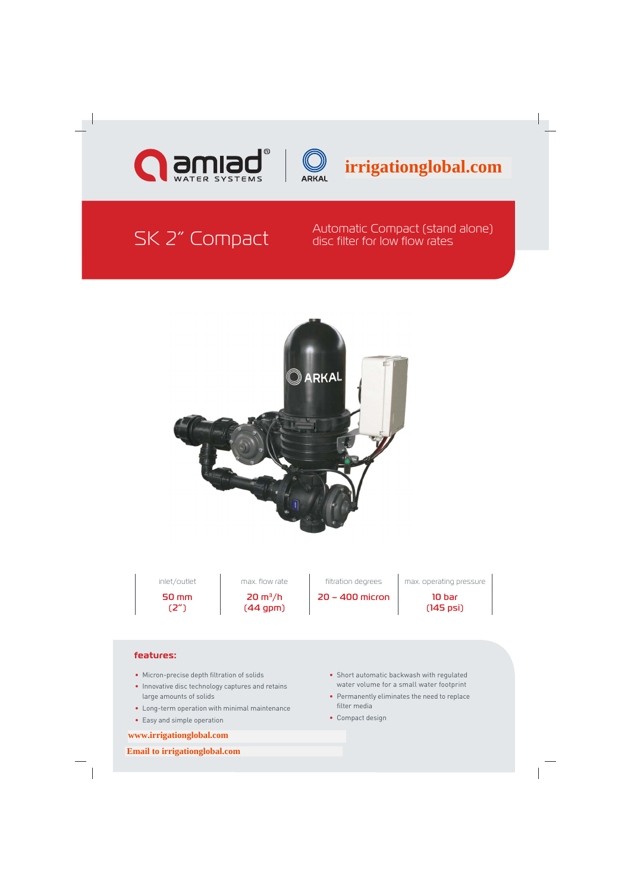amiad® WATER SYSTEMS | ARKAL

irrigationglobal.com

# SK 2" Compact

Automatic Compact (stand alone) disc filter for low flow rates

| inlet/outlet | max. flow rate | filtration degrees | max. operating pressure |
|---|---|---|---|
| 50 mm (2") | 20 m³/h (44 gpm) | 20 – 400 micron | 10 bar (145 psi) |

## features:

- Micron-precise depth filtration of solids
- Innovative disc technology captures and retains large amounts of solids
- Long-term operation with minimal maintenance
- Easy and simple operation
- Short automatic backwash with regulated water volume for a small water footprint
- Permanently eliminates the need to replace filter media
- Compact design

www.irrigationglobal.com

Email to irrigationglobal.com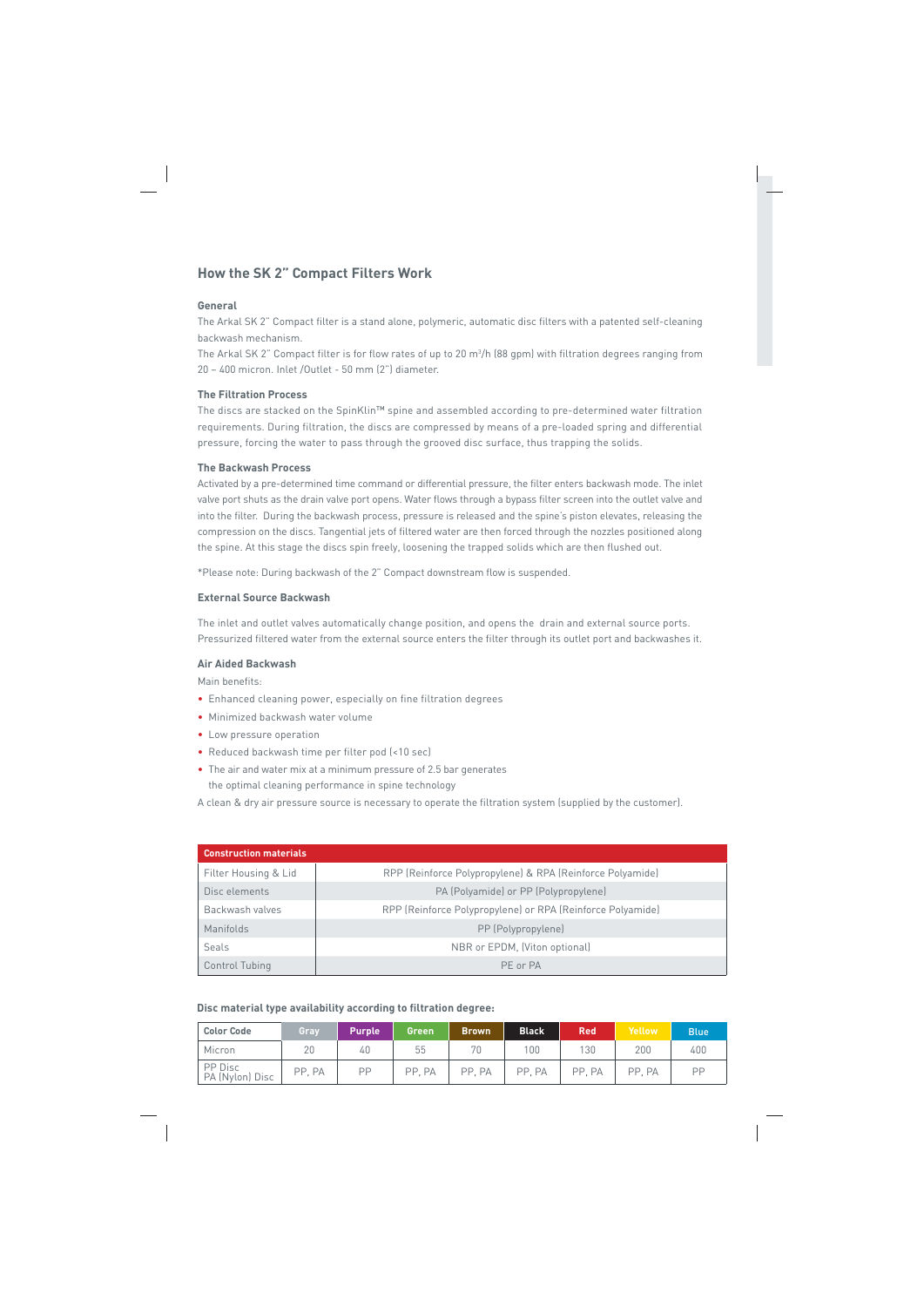## How the SK 2" Compact Filters Work

### General

The Arkal SK 2" Compact filter is a stand alone, polymeric, automatic disc filters with a patented self-cleaning backwash mechanism.

The Arkal SK 2" Compact filter is for flow rates of up to 20 m³/h (88 gpm) with filtration degrees ranging from 20 – 400 micron. Inlet /Outlet - 50 mm (2") diameter.

### The Filtration Process

The discs are stacked on the SpinKlin™ spine and assembled according to pre-determined water filtration requirements. During filtration, the discs are compressed by means of a pre-loaded spring and differential pressure, forcing the water to pass through the grooved disc surface, thus trapping the solids.

### The Backwash Process

Activated by a pre-determined time command or differential pressure, the filter enters backwash mode. The inlet valve port shuts as the drain valve port opens. Water flows through a bypass filter screen into the outlet valve and into the filter. During the backwash process, pressure is released and the spine's piston elevates, releasing the compression on the discs. Tangential jets of filtered water are then forced through the nozzles positioned along the spine. At this stage the discs spin freely, loosening the trapped solids which are then flushed out.

*Please note: During backwash of the 2" Compact downstream flow is suspended.

### External Source Backwash

The inlet and outlet valves automatically change position, and opens the drain and external source ports. Pressurized filtered water from the external source enters the filter through its outlet port and backwashes it.

### Air Aided Backwash

Main benefits:

- Enhanced cleaning power, especially on fine filtration degrees
- Minimized backwash water volume
- Low pressure operation
- Reduced backwash time per filter pod (<10 sec)
- The air and water mix at a minimum pressure of 2.5 bar generates the optimal cleaning performance in spine technology

A clean & dry air pressure source is necessary to operate the filtration system (supplied by the customer).

| Construction materials | |
|---|---|
| Filter Housing & Lid | RPP (Reinforce Polypropylene) & RPA (Reinforce Polyamide) |
| Disc elements | PA (Polyamide) or PP (Polypropylene) |
| Backwash valves | RPP (Reinforce Polypropylene) or RPA (Reinforce Polyamide) |
| Manifolds | PP (Polypropylene) |
| Seals | NBR or EPDM, (Viton optional) |
| Control Tubing | PE or PA |

**Disc material type availability according to filtration degree:**

| Color Code | Gray | Purple | Green | Brown | Black | Red | Yellow | Blue |
|---|---|---|---|---|---|---|---|---|
| Micron | 20 | 40 | 55 | 70 | 100 | 130 | 200 | 400 |
| PP Disc<br>PA (Nylon) Disc | PP, PA | PP | PP, PA | PP, PA | PP, PA | PP, PA | PP, PA | PP |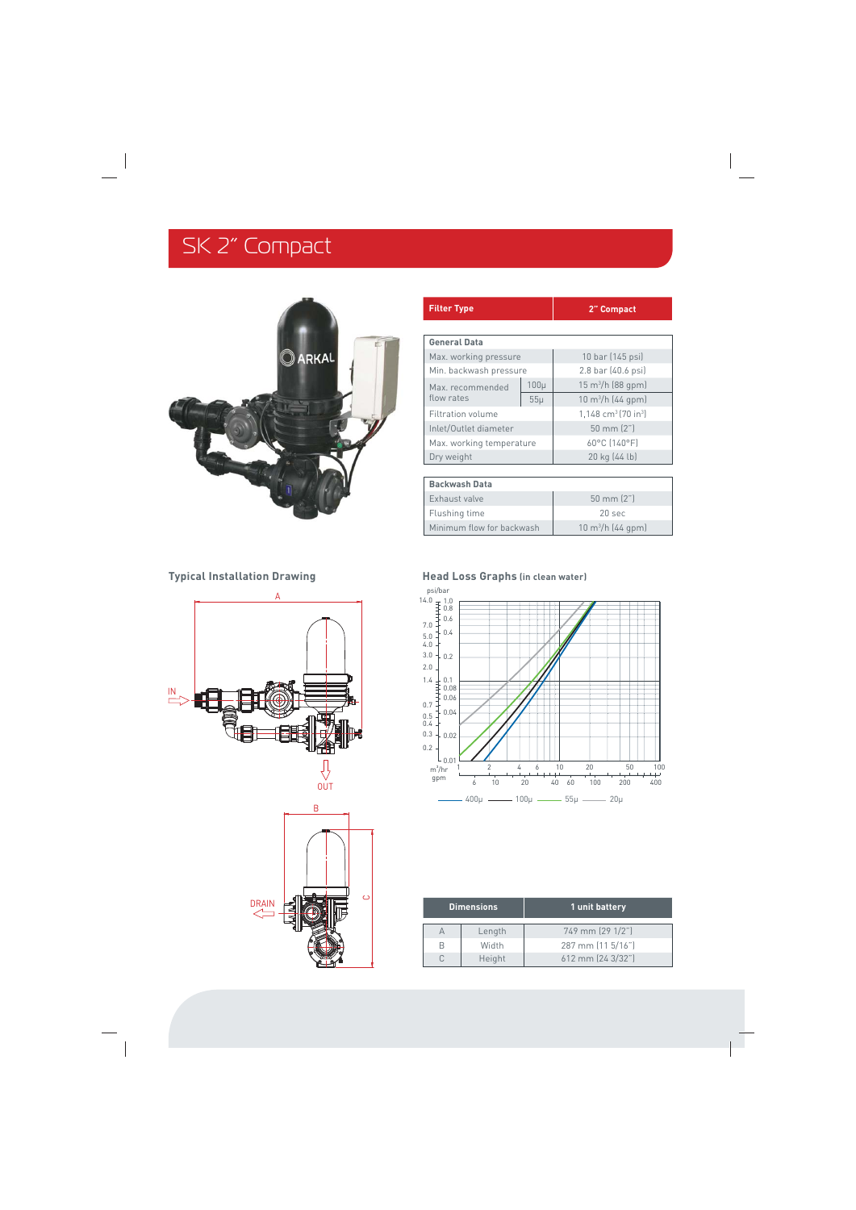# SK 2" Compact

| Filter Type | | 2" Compact |
|---|---|---|
| **General Data** | | |
| Max. working pressure | | 10 bar (145 psi) |
| Min. backwash pressure | | 2.8 bar (40.6 psi) |
| Max. recommended flow rates | 100μ | 15 m³/h (88 gpm) |
| | 55μ | 10 m³/h (44 gpm) |
| Filtration volume | | 1,148 cm³ (70 in³) |
| Inlet/Outlet diameter | | 50 mm (2") |
| Max. working temperature | | 60°C (140°F) |
| Dry weight | | 20 kg (44 lb) |

| Backwash Data | |
|---|---|
| Exhaust valve | 50 mm (2") |
| Flushing time | 20 sec |
| Minimum flow for backwash | 10 m³/h (44 gpm) |

## Typical Installation Drawing

A

IN

OUT

B

DRAIN

C

## Head Loss Graphs (in clean water)

psi/bar

m³/hr

gpm

400μ — 100μ — 55μ — 20μ

| Dimensions | | 1 unit battery |
|---|---|---|
| A | Length | 749 mm (29 1/2") |
| B | Width | 287 mm (11 5/16") |
| C | Height | 612 mm (24 3/32") |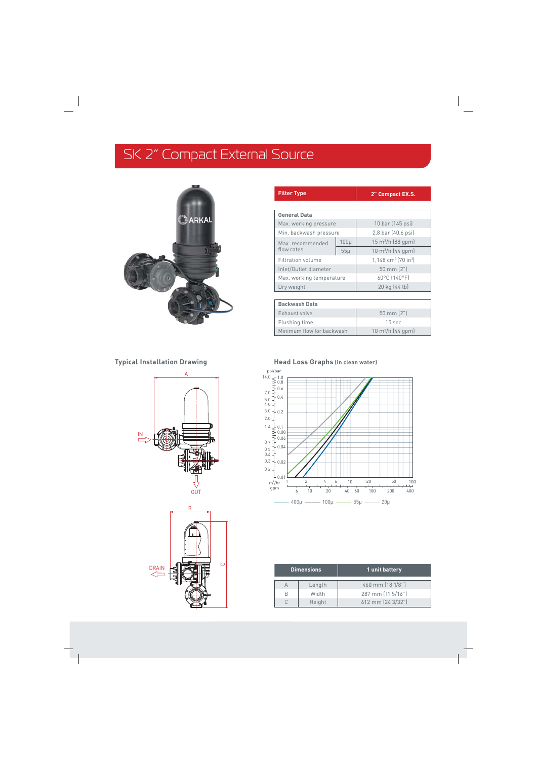# SK 2" Compact External Source

| Filter Type | 2" Compact EX.S. |
|---|---|

| General Data | | |
|---|---|---|
| Max. working pressure | | 10 bar (145 psi) |
| Min. backwash pressure | | 2.8 bar (40.6 psi) |
| Max. recommended flow rates | 100µ | 15 m³/h (88 gpm) |
| | 55µ | 10 m³/h (44 gpm) |
| Filtration volume | | 1,148 cm³ (70 in³) |
| Inlet/Outlet diameter | | 50 mm (2") |
| Max. working temperature | | 60°C (140°F) |
| Dry weight | | 20 kg (44 lb) |

| Backwash Data | |
|---|---|
| Exhaust valve | 50 mm (2") |
| Flushing time | 15 sec |
| Minimum flow for backwash | 10 m³/h (44 gpm) |

## Typical Installation Drawing

A

IN

OUT

B

DRAIN

C

## Head Loss Graphs (in clean water)

psi/bar

m³/hr: 1, 2, 4, 6, 10, 20, 50, 100

gpm: 6, 10, 20, 40, 60, 100, 200, 400

400µ — 100µ — 55µ — 20µ

| Dimensions | | 1 unit battery |
|---|---|---|
| A | Length | 460 mm (18 1/8") |
| B | Width | 287 mm (11 5/16") |
| C | Height | 612 mm (24 3/32") |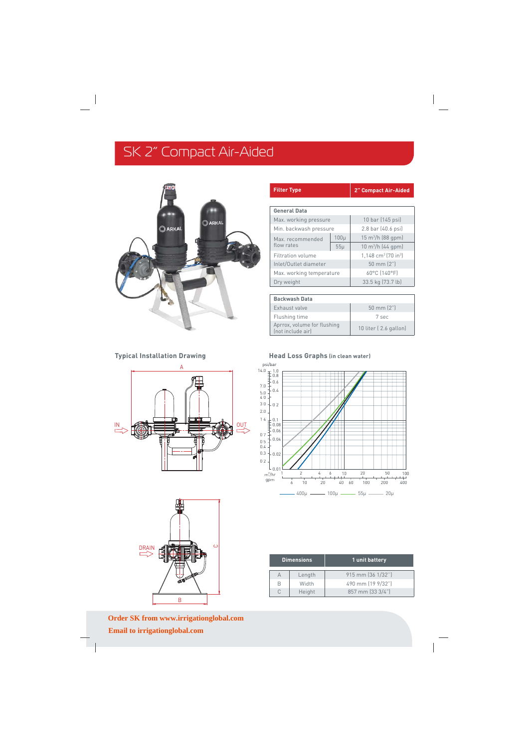# SK 2" Compact Air-Aided

| Filter Type | 2" Compact Air-Aided |
|---|---|

| General Data | | |
|---|---|---|
| Max. working pressure | | 10 bar (145 psi) |
| Min. backwash pressure | | 2.8 bar (40.6 psi) |
| Max. recommended flow rates | 100μ | 15 $m^3$/h (88 gpm) |
| | 55μ | 10 $m^3$/h (44 gpm) |
| Filtration volume | | 1,148 $cm^3$ (70 $in^3$) |
| Inlet/Outlet diameter | | 50 mm (2") |
| Max. working temperature | | 60°C (140°F) |
| Dry weight | | 33.5 kg (73.7 lb) |

| Backwash Data | |
|---|---|
| Exhaust valve | 50 mm (2") |
| Flushing time | 7 sec |
| Aprrox, volume for flushing (not include air) | 10 liter ( 2.6 gallon) |

## Typical Installation Drawing

A

IN

OUT

DRAIN

C

B

## Head Loss Graphs (in clean water)

psi/bar

14.0 1.0 0.8 0.6 7.0 0.4 5.0 4.0 3.0 0.2 2.0 1.4 0.1 0.08 0.06 0.7 0.04 0.5 0.4 0.3 0.02 0.2 0.01

$m^3$/hr 1 2 4 6 10 20 50 100

gpm 6 10 20 40 60 100 200 400

400μ 100μ 55μ 20μ

| Dimensions | | 1 unit battery |
|---|---|---|
| A | Length | 915 mm (36 1/32") |
| B | Width | 490 mm (19 9/32") |
| C | Height | 857 mm (33 3/4") |

**Order SK from www.irrigationglobal.com**

**Email to irrigationglobal.com**